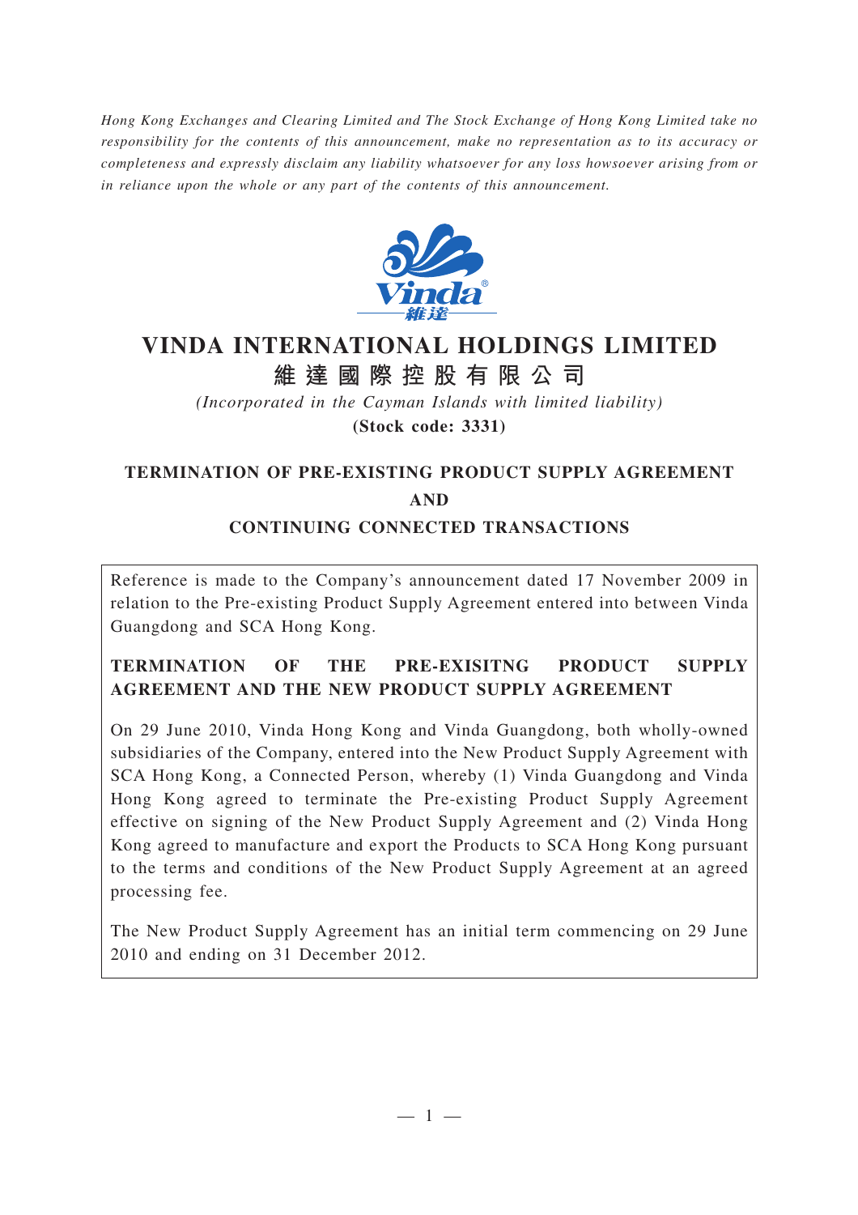*Hong Kong Exchanges and Clearing Limited and The Stock Exchange of Hong Kong Limited take no responsibility for the contents of this announcement, make no representation as to its accuracy or completeness and expressly disclaim any liability whatsoever for any loss howsoever arising from or in reliance upon the whole or any part of the contents of this announcement.*

# VINDA INTERNATIONAL HOLDINGS LIMITED

# 維 達 國 際 控 股 有 限 公 司

*(Incorporated in the Cayman Islands with limited liability)*

**(Stock code: 3331)**

## TERMINATION OF PRE-EXISTING PRODUCT SUPPLY AGREEMENT AND CONTINUING CONNECTED TRANSACTIONS

Reference is made to the Company's announcement dated 17 November 2009 in relation to the Pre-existing Product Supply Agreement entered into between Vinda Guangdong and SCA Hong Kong.

**TERMINATION OF THE PRE-EXISITNG PRODUCT SUPPLY AGREEMENT AND THE NEW PRODUCT SUPPLY AGREEMENT**

On 29 June 2010, Vinda Hong Kong and Vinda Guangdong, both wholly-owned subsidiaries of the Company, entered into the New Product Supply Agreement with SCA Hong Kong, a Connected Person, whereby (1) Vinda Guangdong and Vinda Hong Kong agreed to terminate the Pre-existing Product Supply Agreement effective on signing of the New Product Supply Agreement and (2) Vinda Hong Kong agreed to manufacture and export the Products to SCA Hong Kong pursuant to the terms and conditions of the New Product Supply Agreement at an agreed processing fee.

The New Product Supply Agreement has an initial term commencing on 29 June 2010 and ending on 31 December 2012.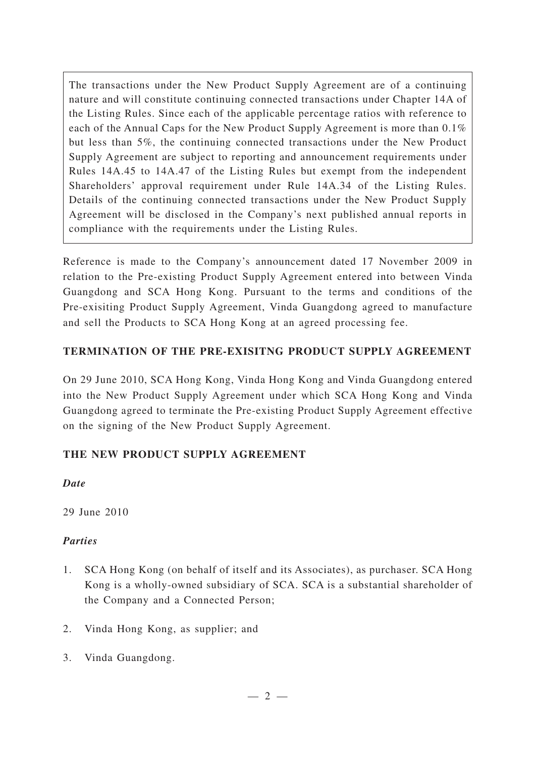The transactions under the New Product Supply Agreement are of a continuing nature and will constitute continuing connected transactions under Chapter 14A of the Listing Rules. Since each of the applicable percentage ratios with reference to each of the Annual Caps for the New Product Supply Agreement is more than 0.1% but less than 5%, the continuing connected transactions under the New Product Supply Agreement are subject to reporting and announcement requirements under Rules 14A.45 to 14A.47 of the Listing Rules but exempt from the independent Shareholders' approval requirement under Rule 14A.34 of the Listing Rules. Details of the continuing connected transactions under the New Product Supply Agreement will be disclosed in the Company's next published annual reports in compliance with the requirements under the Listing Rules.

Reference is made to the Company's announcement dated 17 November 2009 in relation to the Pre-existing Product Supply Agreement entered into between Vinda Guangdong and SCA Hong Kong. Pursuant to the terms and conditions of the Pre-exisiting Product Supply Agreement, Vinda Guangdong agreed to manufacture and sell the Products to SCA Hong Kong at an agreed processing fee.

**TERMINATION OF THE PRE-EXISITNG PRODUCT SUPPLY AGREEMENT**

On 29 June 2010, SCA Hong Kong, Vinda Hong Kong and Vinda Guangdong entered into the New Product Supply Agreement under which SCA Hong Kong and Vinda Guangdong agreed to terminate the Pre-existing Product Supply Agreement effective on the signing of the New Product Supply Agreement.

**THE NEW PRODUCT SUPPLY AGREEMENT**

***Date***

29 June 2010

***Parties***

1. SCA Hong Kong (on behalf of itself and its Associates), as purchaser. SCA Hong Kong is a wholly-owned subsidiary of SCA. SCA is a substantial shareholder of the Company and a Connected Person;

2. Vinda Hong Kong, as supplier; and

3. Vinda Guangdong.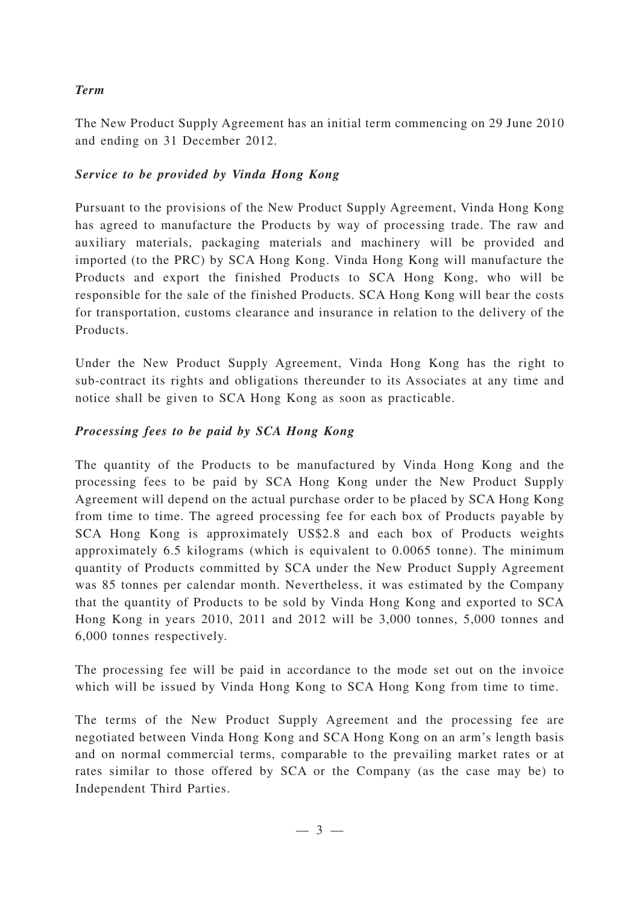*Term*

The New Product Supply Agreement has an initial term commencing on 29 June 2010 and ending on 31 December 2012.

***Service to be provided by Vinda Hong Kong***

Pursuant to the provisions of the New Product Supply Agreement, Vinda Hong Kong has agreed to manufacture the Products by way of processing trade. The raw and auxiliary materials, packaging materials and machinery will be provided and imported (to the PRC) by SCA Hong Kong. Vinda Hong Kong will manufacture the Products and export the finished Products to SCA Hong Kong, who will be responsible for the sale of the finished Products. SCA Hong Kong will bear the costs for transportation, customs clearance and insurance in relation to the delivery of the Products.

Under the New Product Supply Agreement, Vinda Hong Kong has the right to sub-contract its rights and obligations thereunder to its Associates at any time and notice shall be given to SCA Hong Kong as soon as practicable.

***Processing fees to be paid by SCA Hong Kong***

The quantity of the Products to be manufactured by Vinda Hong Kong and the processing fees to be paid by SCA Hong Kong under the New Product Supply Agreement will depend on the actual purchase order to be placed by SCA Hong Kong from time to time. The agreed processing fee for each box of Products payable by SCA Hong Kong is approximately US$2.8 and each box of Products weights approximately 6.5 kilograms (which is equivalent to 0.0065 tonne). The minimum quantity of Products committed by SCA under the New Product Supply Agreement was 85 tonnes per calendar month. Nevertheless, it was estimated by the Company that the quantity of Products to be sold by Vinda Hong Kong and exported to SCA Hong Kong in years 2010, 2011 and 2012 will be 3,000 tonnes, 5,000 tonnes and 6,000 tonnes respectively.

The processing fee will be paid in accordance to the mode set out on the invoice which will be issued by Vinda Hong Kong to SCA Hong Kong from time to time.

The terms of the New Product Supply Agreement and the processing fee are negotiated between Vinda Hong Kong and SCA Hong Kong on an arm's length basis and on normal commercial terms, comparable to the prevailing market rates or at rates similar to those offered by SCA or the Company (as the case may be) to Independent Third Parties.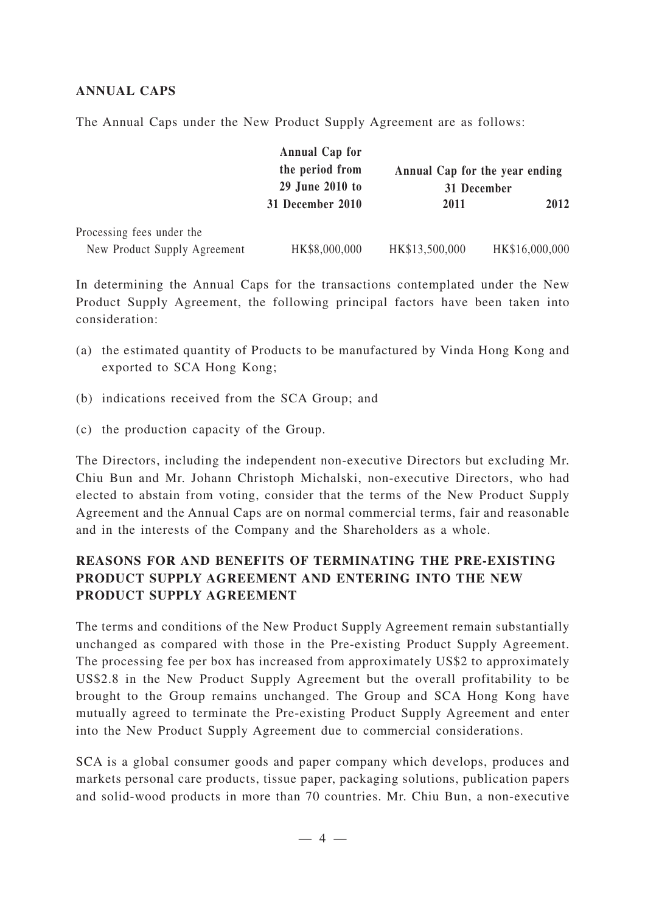## ANNUAL CAPS

The Annual Caps under the New Product Supply Agreement are as follows:

| | Annual Cap for the period from 29 June 2010 to 31 December 2010 | Annual Cap for the year ending 31 December | |
|---|---|---|---|
| | | 2011 | 2012 |
| Processing fees under the New Product Supply Agreement | HK$8,000,000 | HK$13,500,000 | HK$16,000,000 |

In determining the Annual Caps for the transactions contemplated under the New Product Supply Agreement, the following principal factors have been taken into consideration:

(a) the estimated quantity of Products to be manufactured by Vinda Hong Kong and exported to SCA Hong Kong;

(b) indications received from the SCA Group; and

(c) the production capacity of the Group.

The Directors, including the independent non-executive Directors but excluding Mr. Chiu Bun and Mr. Johann Christoph Michalski, non-executive Directors, who had elected to abstain from voting, consider that the terms of the New Product Supply Agreement and the Annual Caps are on normal commercial terms, fair and reasonable and in the interests of the Company and the Shareholders as a whole.

## REASONS FOR AND BENEFITS OF TERMINATING THE PRE-EXISTING PRODUCT SUPPLY AGREEMENT AND ENTERING INTO THE NEW PRODUCT SUPPLY AGREEMENT

The terms and conditions of the New Product Supply Agreement remain substantially unchanged as compared with those in the Pre-existing Product Supply Agreement. The processing fee per box has increased from approximately US$2 to approximately US$2.8 in the New Product Supply Agreement but the overall profitability to be brought to the Group remains unchanged. The Group and SCA Hong Kong have mutually agreed to terminate the Pre-existing Product Supply Agreement and enter into the New Product Supply Agreement due to commercial considerations.

SCA is a global consumer goods and paper company which develops, produces and markets personal care products, tissue paper, packaging solutions, publication papers and solid-wood products in more than 70 countries. Mr. Chiu Bun, a non-executive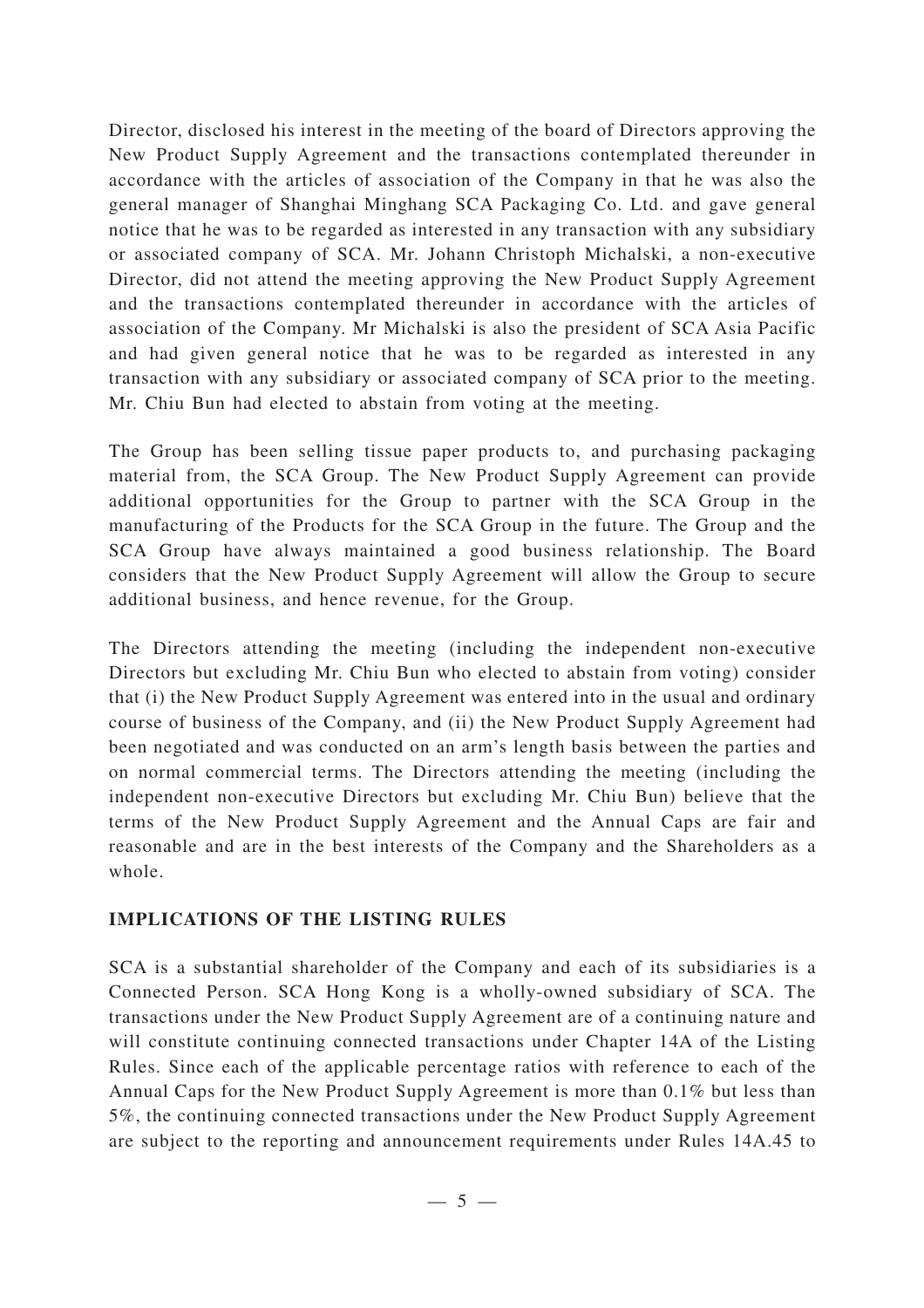Director, disclosed his interest in the meeting of the board of Directors approving the New Product Supply Agreement and the transactions contemplated thereunder in accordance with the articles of association of the Company in that he was also the general manager of Shanghai Minghang SCA Packaging Co. Ltd. and gave general notice that he was to be regarded as interested in any transaction with any subsidiary or associated company of SCA. Mr. Johann Christoph Michalski, a non-executive Director, did not attend the meeting approving the New Product Supply Agreement and the transactions contemplated thereunder in accordance with the articles of association of the Company. Mr Michalski is also the president of SCA Asia Pacific and had given general notice that he was to be regarded as interested in any transaction with any subsidiary or associated company of SCA prior to the meeting. Mr. Chiu Bun had elected to abstain from voting at the meeting.

The Group has been selling tissue paper products to, and purchasing packaging material from, the SCA Group. The New Product Supply Agreement can provide additional opportunities for the Group to partner with the SCA Group in the manufacturing of the Products for the SCA Group in the future. The Group and the SCA Group have always maintained a good business relationship. The Board considers that the New Product Supply Agreement will allow the Group to secure additional business, and hence revenue, for the Group.

The Directors attending the meeting (including the independent non-executive Directors but excluding Mr. Chiu Bun who elected to abstain from voting) consider that (i) the New Product Supply Agreement was entered into in the usual and ordinary course of business of the Company, and (ii) the New Product Supply Agreement had been negotiated and was conducted on an arm's length basis between the parties and on normal commercial terms. The Directors attending the meeting (including the independent non-executive Directors but excluding Mr. Chiu Bun) believe that the terms of the New Product Supply Agreement and the Annual Caps are fair and reasonable and are in the best interests of the Company and the Shareholders as a whole.

## IMPLICATIONS OF THE LISTING RULES

SCA is a substantial shareholder of the Company and each of its subsidiaries is a Connected Person. SCA Hong Kong is a wholly-owned subsidiary of SCA. The transactions under the New Product Supply Agreement are of a continuing nature and will constitute continuing connected transactions under Chapter 14A of the Listing Rules. Since each of the applicable percentage ratios with reference to each of the Annual Caps for the New Product Supply Agreement is more than 0.1% but less than 5%, the continuing connected transactions under the New Product Supply Agreement are subject to the reporting and announcement requirements under Rules 14A.45 to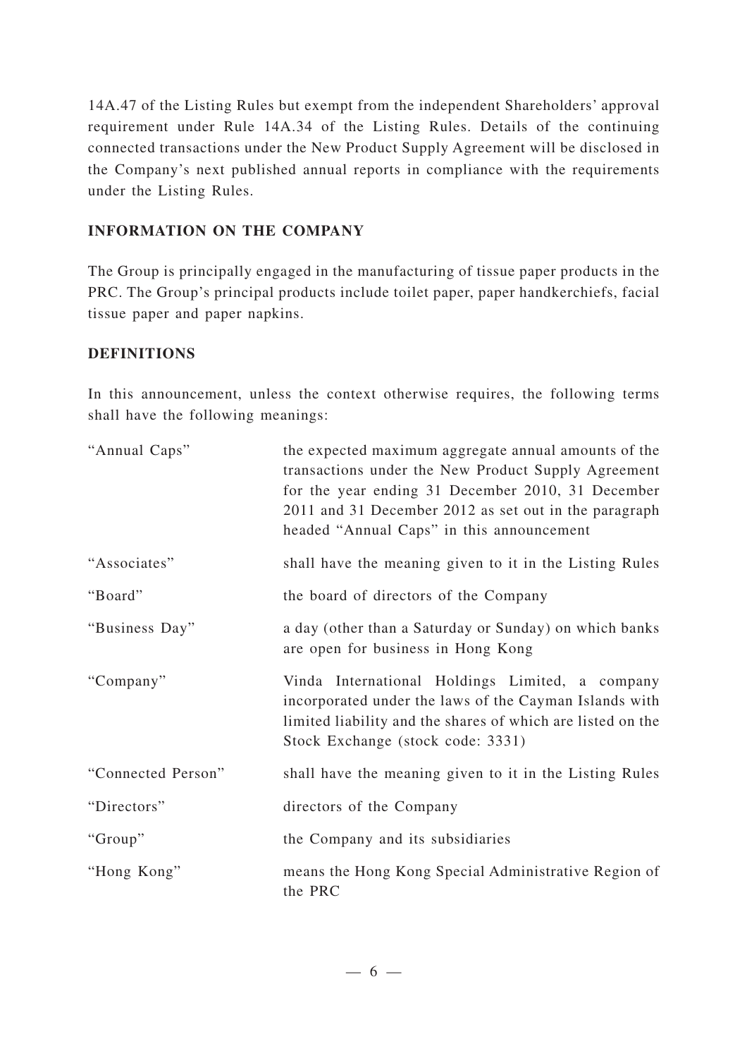14A.47 of the Listing Rules but exempt from the independent Shareholders' approval requirement under Rule 14A.34 of the Listing Rules. Details of the continuing connected transactions under the New Product Supply Agreement will be disclosed in the Company's next published annual reports in compliance with the requirements under the Listing Rules.

## INFORMATION ON THE COMPANY

The Group is principally engaged in the manufacturing of tissue paper products in the PRC. The Group's principal products include toilet paper, paper handkerchiefs, facial tissue paper and paper napkins.

## DEFINITIONS

In this announcement, unless the context otherwise requires, the following terms shall have the following meanings:

| | |
|---|---|
| "Annual Caps" | the expected maximum aggregate annual amounts of the transactions under the New Product Supply Agreement for the year ending 31 December 2010, 31 December 2011 and 31 December 2012 as set out in the paragraph headed "Annual Caps" in this announcement |
| "Associates" | shall have the meaning given to it in the Listing Rules |
| "Board" | the board of directors of the Company |
| "Business Day" | a day (other than a Saturday or Sunday) on which banks are open for business in Hong Kong |
| "Company" | Vinda International Holdings Limited, a company incorporated under the laws of the Cayman Islands with limited liability and the shares of which are listed on the Stock Exchange (stock code: 3331) |
| "Connected Person" | shall have the meaning given to it in the Listing Rules |
| "Directors" | directors of the Company |
| "Group" | the Company and its subsidiaries |
| "Hong Kong" | means the Hong Kong Special Administrative Region of the PRC |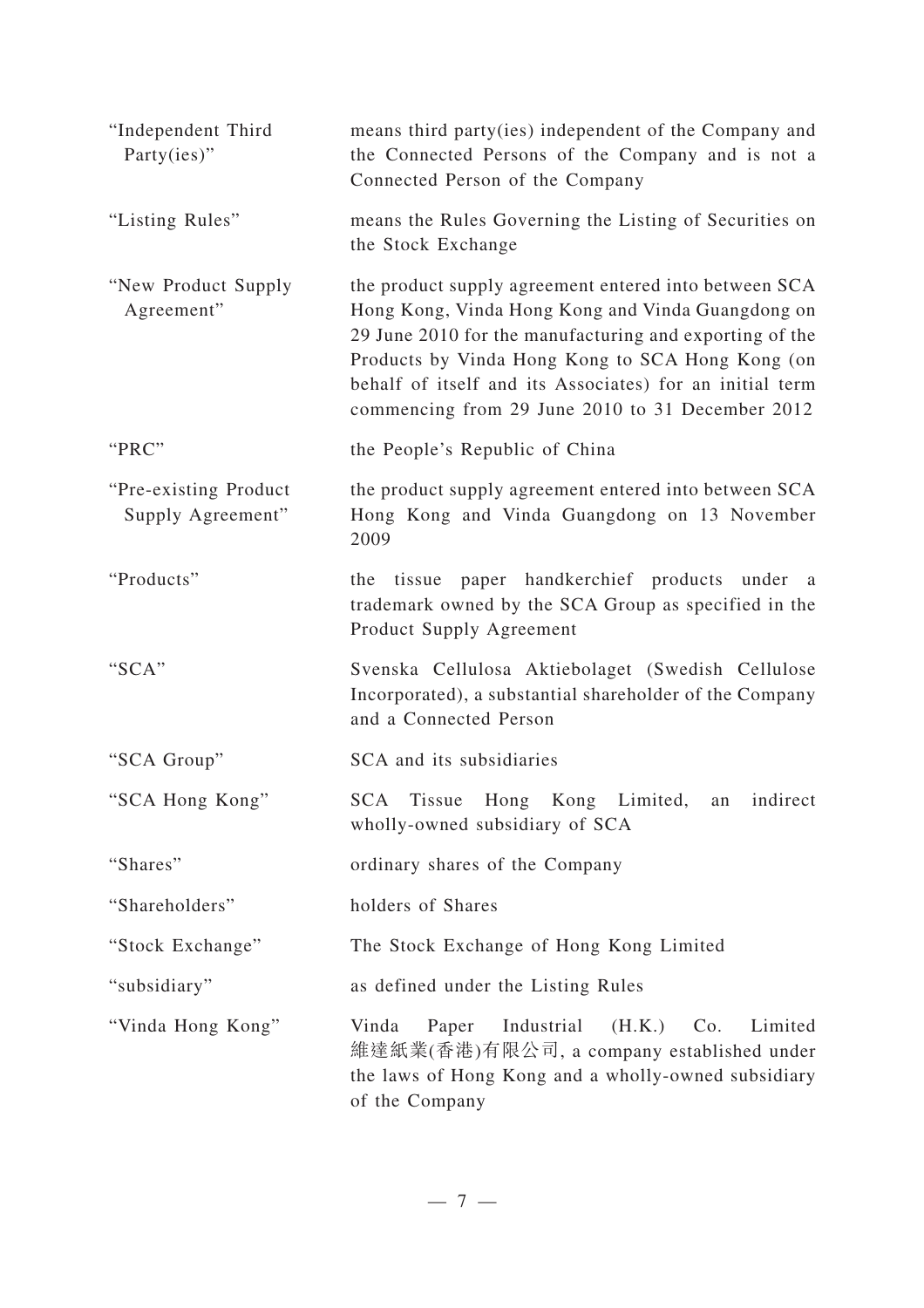| | |
|---|---|
| "Independent Third Party(ies)" | means third party(ies) independent of the Company and the Connected Persons of the Company and is not a Connected Person of the Company |
| "Listing Rules" | means the Rules Governing the Listing of Securities on the Stock Exchange |
| "New Product Supply Agreement" | the product supply agreement entered into between SCA Hong Kong, Vinda Hong Kong and Vinda Guangdong on 29 June 2010 for the manufacturing and exporting of the Products by Vinda Hong Kong to SCA Hong Kong (on behalf of itself and its Associates) for an initial term commencing from 29 June 2010 to 31 December 2012 |
| "PRC" | the People's Republic of China |
| "Pre-existing Product Supply Agreement" | the product supply agreement entered into between SCA Hong Kong and Vinda Guangdong on 13 November 2009 |
| "Products" | the tissue paper handkerchief products under a trademark owned by the SCA Group as specified in the Product Supply Agreement |
| "SCA" | Svenska Cellulosa Aktiebolaget (Swedish Cellulose Incorporated), a substantial shareholder of the Company and a Connected Person |
| "SCA Group" | SCA and its subsidiaries |
| "SCA Hong Kong" | SCA Tissue Hong Kong Limited, an indirect wholly-owned subsidiary of SCA |
| "Shares" | ordinary shares of the Company |
| "Shareholders" | holders of Shares |
| "Stock Exchange" | The Stock Exchange of Hong Kong Limited |
| "subsidiary" | as defined under the Listing Rules |
| "Vinda Hong Kong" | Vinda Paper Industrial (H.K.) Co. Limited 維達紙業(香港)有限公司, a company established under the laws of Hong Kong and a wholly-owned subsidiary of the Company |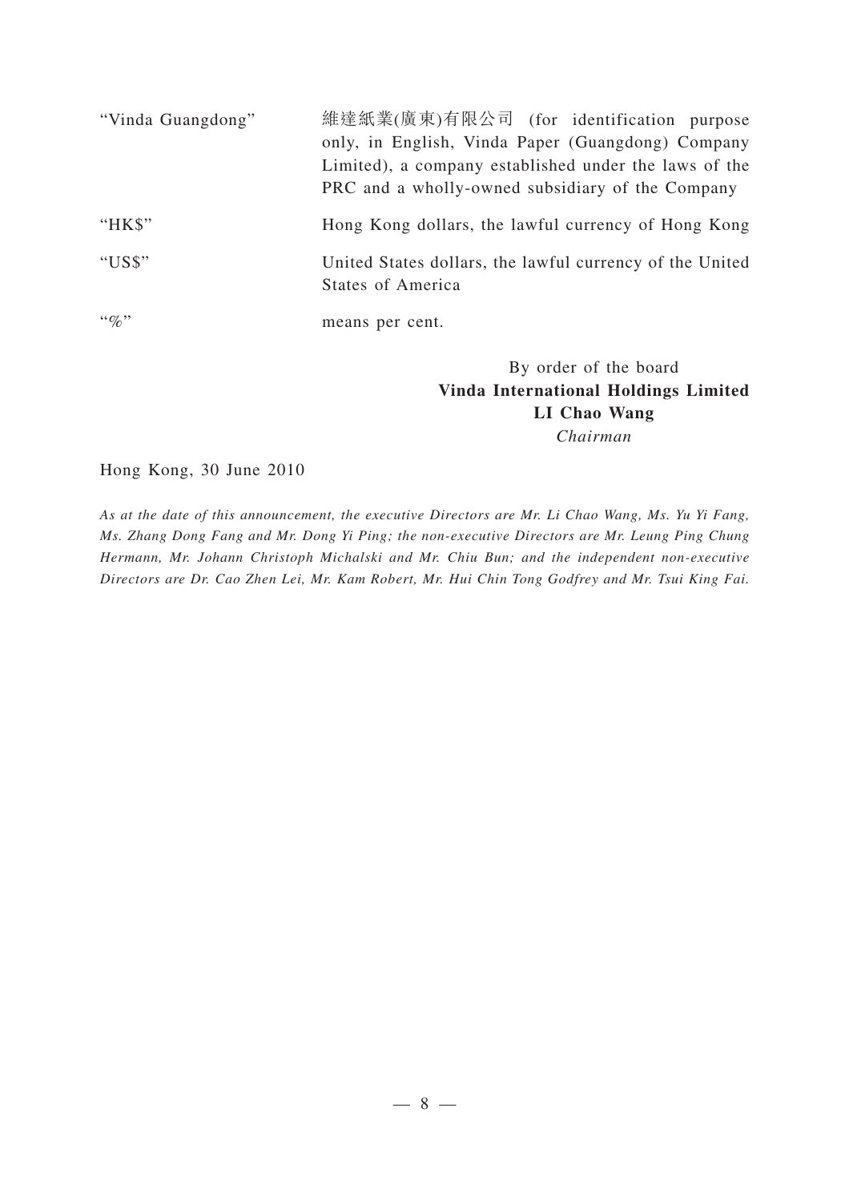| | |
|---|---|
| "Vinda Guangdong" | 維達紙業(廣東)有限公司 (for identification purpose only, in English, Vinda Paper (Guangdong) Company Limited), a company established under the laws of the PRC and a wholly-owned subsidiary of the Company |
| "HK$" | Hong Kong dollars, the lawful currency of Hong Kong |
| "US$" | United States dollars, the lawful currency of the United States of America |
| "%" | means per cent. |

By order of the board
**Vinda International Holdings Limited**
**LI Chao Wang**
*Chairman*

Hong Kong, 30 June 2010

*As at the date of this announcement, the executive Directors are Mr. Li Chao Wang, Ms. Yu Yi Fang, Ms. Zhang Dong Fang and Mr. Dong Yi Ping; the non-executive Directors are Mr. Leung Ping Chung Hermann, Mr. Johann Christoph Michalski and Mr. Chiu Bun; and the independent non-executive Directors are Dr. Cao Zhen Lei, Mr. Kam Robert, Mr. Hui Chin Tong Godfrey and Mr. Tsui King Fai.*